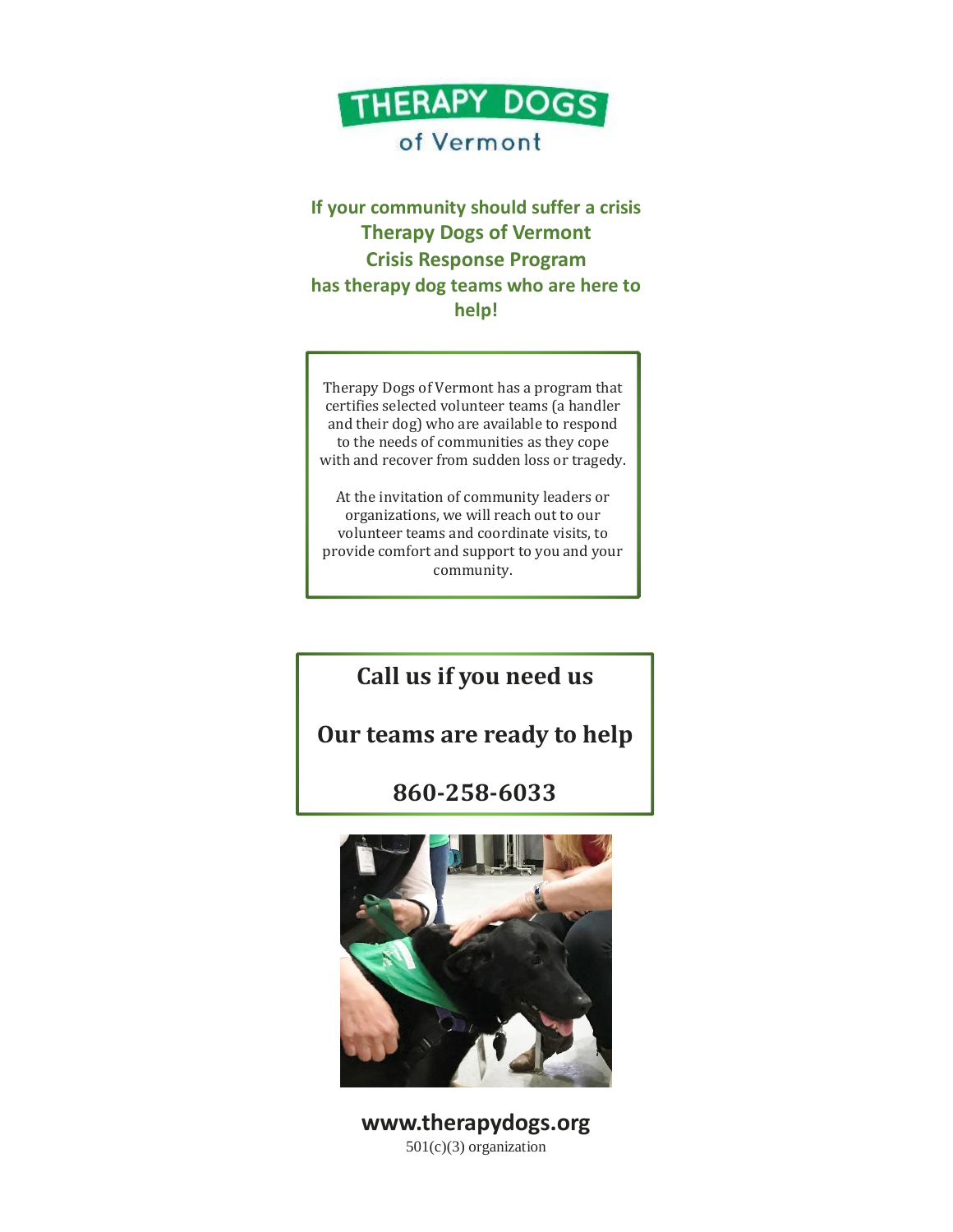# THERAPY DOGS of Vermont

**If your community should suffer a crisis**
**Therapy Dogs of Vermont**
**Crisis Response Program**
**has therapy dog teams who are here to help!**

Therapy Dogs of Vermont has a program that certifies selected volunteer teams (a handler and their dog) who are available to respond to the needs of communities as they cope with and recover from sudden loss or tragedy.

At the invitation of community leaders or organizations, we will reach out to our volunteer teams and coordinate visits, to provide comfort and support to you and your community.

## Call us if you need us

## Our teams are ready to help

## 860-258-6033

**www.therapydogs.org**
501(c)(3) organization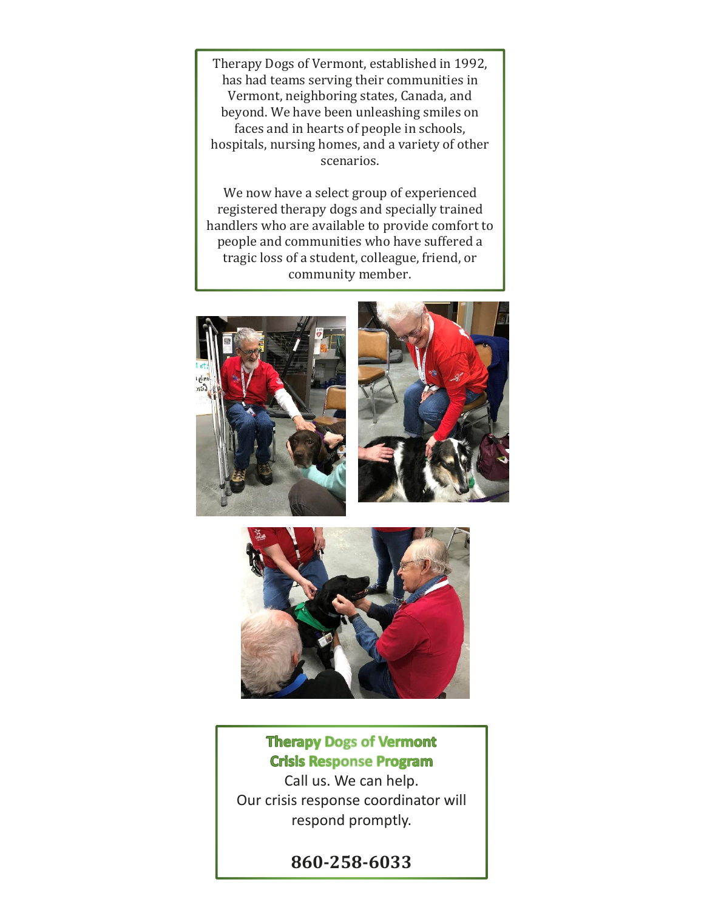Therapy Dogs of Vermont, established in 1992, has had teams serving their communities in Vermont, neighboring states, Canada, and beyond. We have been unleashing smiles on faces and in hearts of people in schools, hospitals, nursing homes, and a variety of other scenarios.

We now have a select group of experienced registered therapy dogs and specially trained handlers who are available to provide comfort to people and communities who have suffered a tragic loss of a student, colleague, friend, or community member.

**Therapy Dogs of Vermont**
**Crisis Response Program**

Call us. We can help.
Our crisis response coordinator will respond promptly.

**860-258-6033**